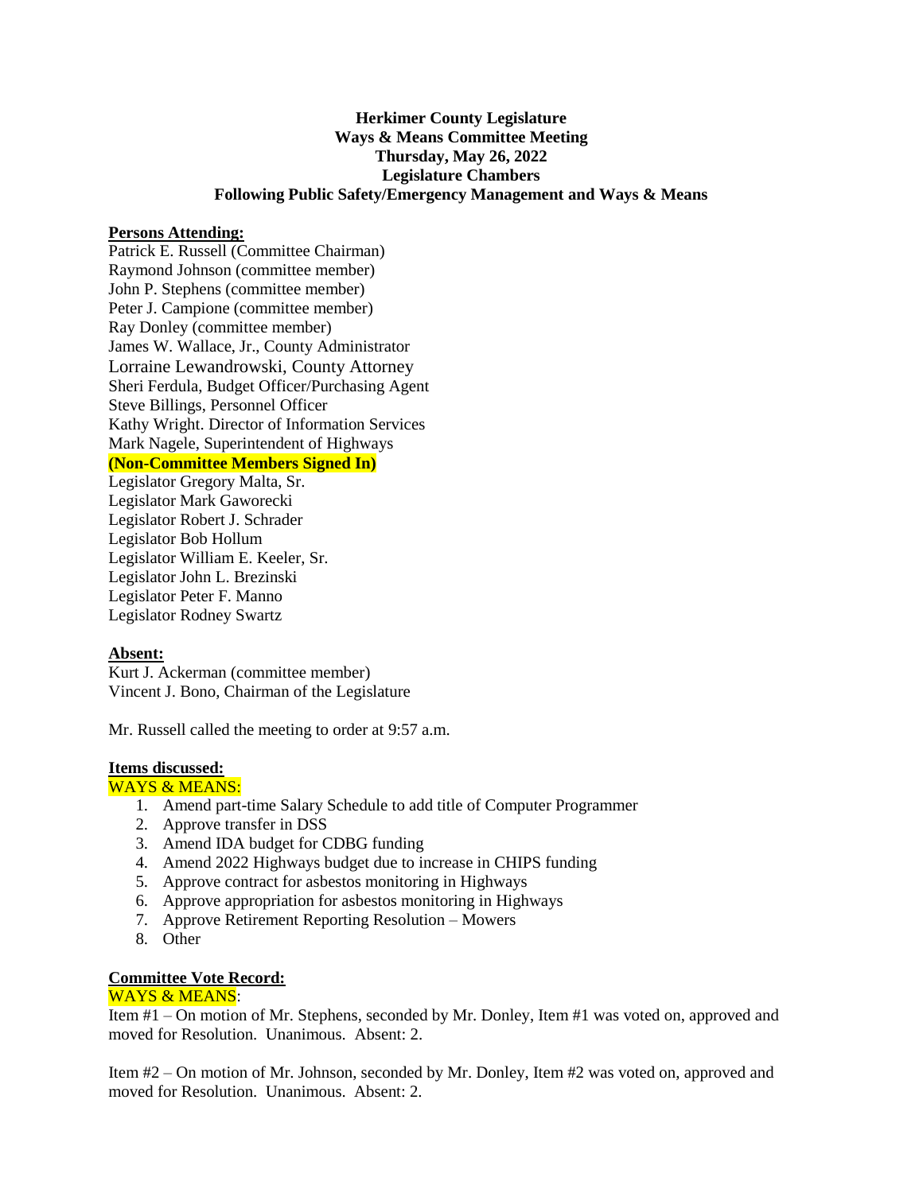**Herkimer County Legislature**
**Ways & Means Committee Meeting**
**Thursday, May 26, 2022**
**Legislature Chambers**
**Following Public Safety/Emergency Management and Ways & Means**

**Persons Attending:**

Patrick E. Russell (Committee Chairman)
Raymond Johnson (committee member)
John P. Stephens (committee member)
Peter J. Campione (committee member)
Ray Donley (committee member)
James W. Wallace, Jr., County Administrator
Lorraine Lewandrowski, County Attorney
Sheri Ferdula, Budget Officer/Purchasing Agent
Steve Billings, Personnel Officer
Kathy Wright. Director of Information Services
Mark Nagele, Superintendent of Highways

**(Non-Committee Members Signed In)**

Legislator Gregory Malta, Sr.
Legislator Mark Gaworecki
Legislator Robert J. Schrader
Legislator Bob Hollum
Legislator William E. Keeler, Sr.
Legislator John L. Brezinski
Legislator Peter F. Manno
Legislator Rodney Swartz

**Absent:**

Kurt J. Ackerman (committee member)
Vincent J. Bono, Chairman of the Legislature

Mr. Russell called the meeting to order at 9:57 a.m.

**Items discussed:**

WAYS & MEANS:

1. Amend part-time Salary Schedule to add title of Computer Programmer
2. Approve transfer in DSS
3. Amend IDA budget for CDBG funding
4. Amend 2022 Highways budget due to increase in CHIPS funding
5. Approve contract for asbestos monitoring in Highways
6. Approve appropriation for asbestos monitoring in Highways
7. Approve Retirement Reporting Resolution – Mowers
8. Other

**Committee Vote Record:**

WAYS & MEANS:

Item #1 – On motion of Mr. Stephens, seconded by Mr. Donley, Item #1 was voted on, approved and moved for Resolution. Unanimous. Absent: 2.

Item #2 – On motion of Mr. Johnson, seconded by Mr. Donley, Item #2 was voted on, approved and moved for Resolution. Unanimous. Absent: 2.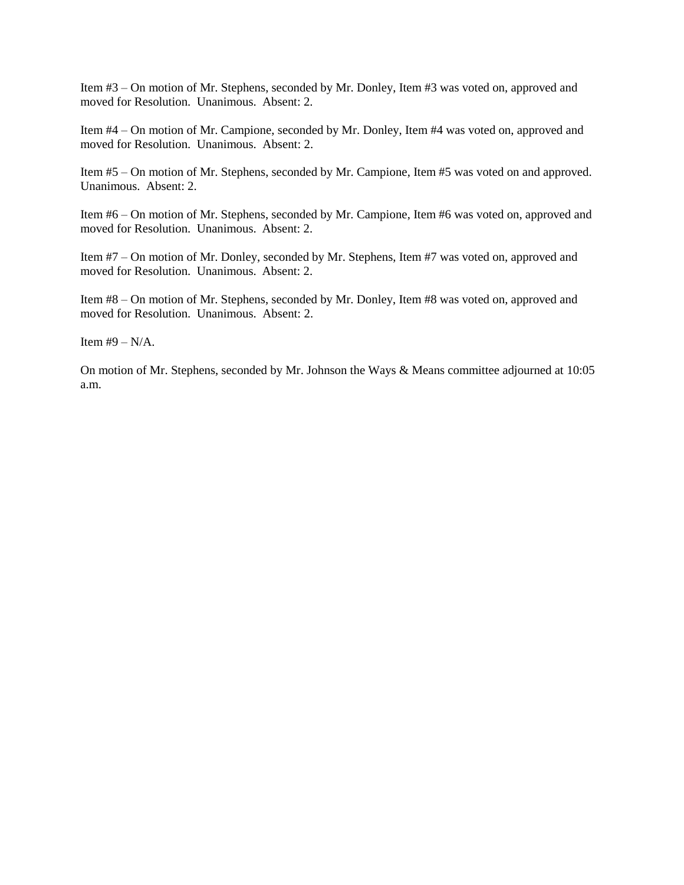Item #3 – On motion of Mr. Stephens, seconded by Mr. Donley, Item #3 was voted on, approved and moved for Resolution. Unanimous. Absent: 2.

Item #4 – On motion of Mr. Campione, seconded by Mr. Donley, Item #4 was voted on, approved and moved for Resolution. Unanimous. Absent: 2.

Item #5 – On motion of Mr. Stephens, seconded by Mr. Campione, Item #5 was voted on and approved. Unanimous. Absent: 2.

Item #6 – On motion of Mr. Stephens, seconded by Mr. Campione, Item #6 was voted on, approved and moved for Resolution. Unanimous. Absent: 2.

Item #7 – On motion of Mr. Donley, seconded by Mr. Stephens, Item #7 was voted on, approved and moved for Resolution. Unanimous. Absent: 2.

Item #8 – On motion of Mr. Stephens, seconded by Mr. Donley, Item #8 was voted on, approved and moved for Resolution. Unanimous. Absent: 2.

Item #9 – N/A.

On motion of Mr. Stephens, seconded by Mr. Johnson the Ways & Means committee adjourned at 10:05 a.m.